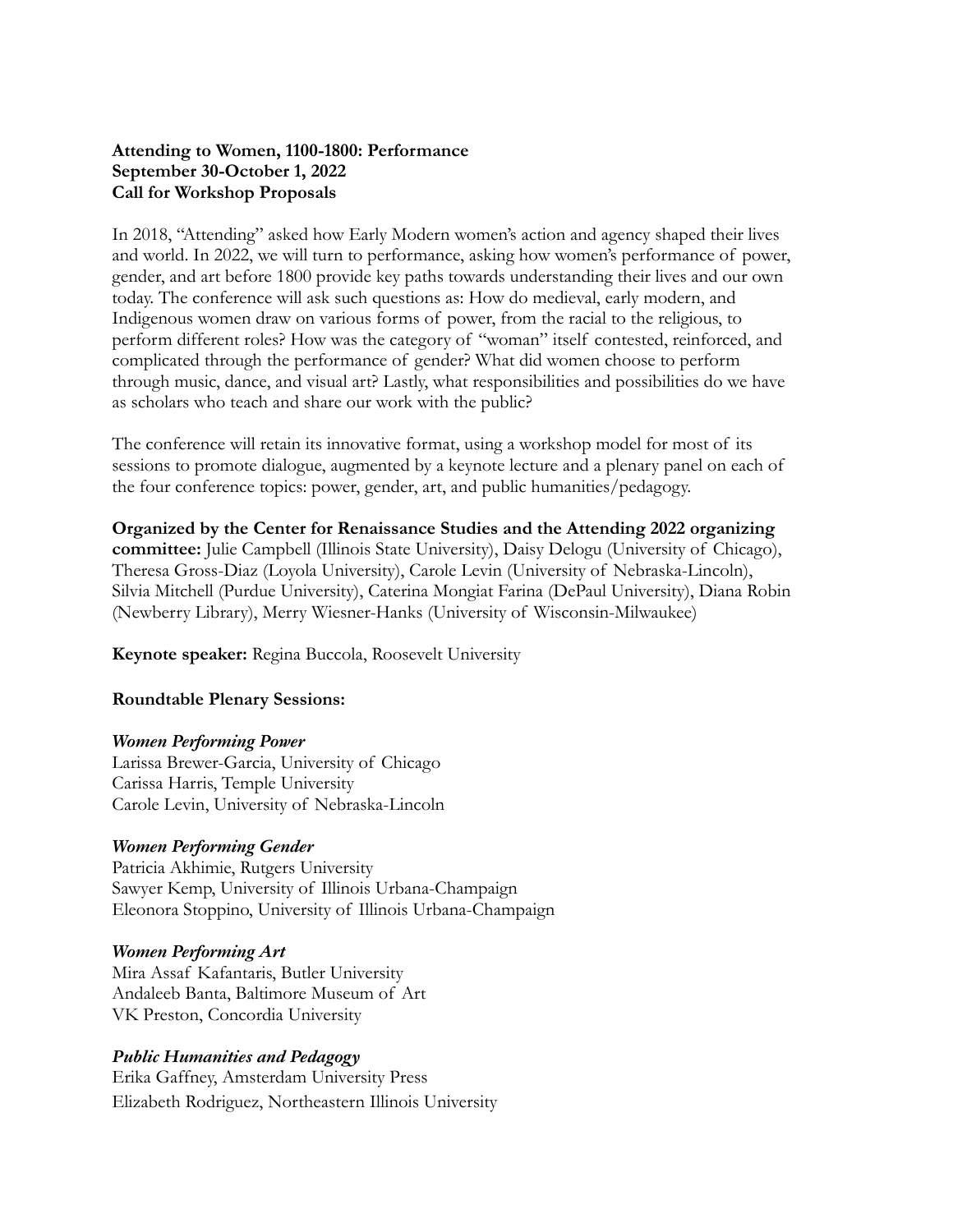**Attending to Women, 1100-1800: Performance**
**September 30-October 1, 2022**
**Call for Workshop Proposals**

In 2018, "Attending" asked how Early Modern women's action and agency shaped their lives and world. In 2022, we will turn to performance, asking how women's performance of power, gender, and art before 1800 provide key paths towards understanding their lives and our own today. The conference will ask such questions as: How do medieval, early modern, and Indigenous women draw on various forms of power, from the racial to the religious, to perform different roles? How was the category of "woman" itself contested, reinforced, and complicated through the performance of gender? What did women choose to perform through music, dance, and visual art? Lastly, what responsibilities and possibilities do we have as scholars who teach and share our work with the public?

The conference will retain its innovative format, using a workshop model for most of its sessions to promote dialogue, augmented by a keynote lecture and a plenary panel on each of the four conference topics: power, gender, art, and public humanities/pedagogy.

**Organized by the Center for Renaissance Studies and the Attending 2022 organizing committee:** Julie Campbell (Illinois State University), Daisy Delogu (University of Chicago), Theresa Gross-Diaz (Loyola University), Carole Levin (University of Nebraska-Lincoln), Silvia Mitchell (Purdue University), Caterina Mongiat Farina (DePaul University), Diana Robin (Newberry Library), Merry Wiesner-Hanks (University of Wisconsin-Milwaukee)

**Keynote speaker:** Regina Buccola, Roosevelt University

**Roundtable Plenary Sessions:**

***Women Performing Power***
Larissa Brewer-Garcia, University of Chicago
Carissa Harris, Temple University
Carole Levin, University of Nebraska-Lincoln

***Women Performing Gender***
Patricia Akhimie, Rutgers University
Sawyer Kemp, University of Illinois Urbana-Champaign
Eleonora Stoppino, University of Illinois Urbana-Champaign

***Women Performing Art***
Mira Assaf Kafantaris, Butler University
Andaleeb Banta, Baltimore Museum of Art
VK Preston, Concordia University

***Public Humanities and Pedagogy***
Erika Gaffney, Amsterdam University Press
Elizabeth Rodriguez, Northeastern Illinois University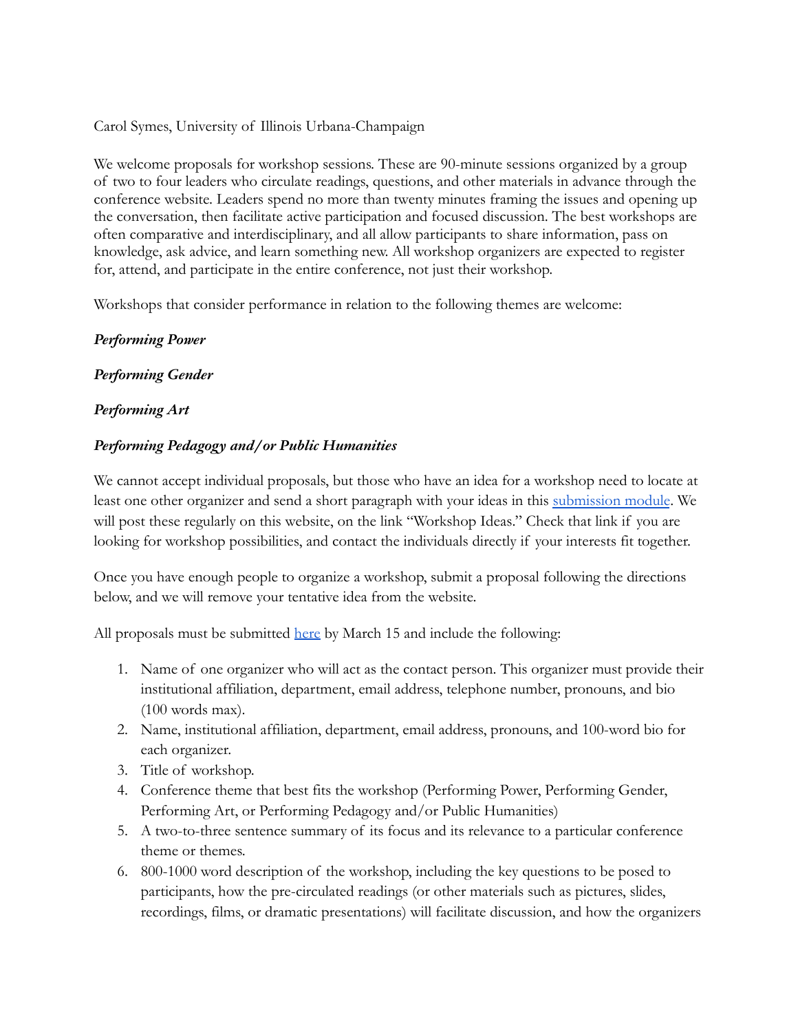Carol Symes, University of Illinois Urbana-Champaign

We welcome proposals for workshop sessions. These are 90-minute sessions organized by a group of two to four leaders who circulate readings, questions, and other materials in advance through the conference website. Leaders spend no more than twenty minutes framing the issues and opening up the conversation, then facilitate active participation and focused discussion. The best workshops are often comparative and interdisciplinary, and all allow participants to share information, pass on knowledge, ask advice, and learn something new. All workshop organizers are expected to register for, attend, and participate in the entire conference, not just their workshop.

Workshops that consider performance in relation to the following themes are welcome:

***Performing Power***

***Performing Gender***

***Performing Art***

***Performing Pedagogy and/or Public Humanities***

We cannot accept individual proposals, but those who have an idea for a workshop need to locate at least one other organizer and send a short paragraph with your ideas in this submission module. We will post these regularly on this website, on the link "Workshop Ideas." Check that link if you are looking for workshop possibilities, and contact the individuals directly if your interests fit together.

Once you have enough people to organize a workshop, submit a proposal following the directions below, and we will remove your tentative idea from the website.

All proposals must be submitted here by March 15 and include the following:

1. Name of one organizer who will act as the contact person. This organizer must provide their institutional affiliation, department, email address, telephone number, pronouns, and bio (100 words max).
2. Name, institutional affiliation, department, email address, pronouns, and 100-word bio for each organizer.
3. Title of workshop.
4. Conference theme that best fits the workshop (Performing Power, Performing Gender, Performing Art, or Performing Pedagogy and/or Public Humanities)
5. A two-to-three sentence summary of its focus and its relevance to a particular conference theme or themes.
6. 800-1000 word description of the workshop, including the key questions to be posed to participants, how the pre-circulated readings (or other materials such as pictures, slides, recordings, films, or dramatic presentations) will facilitate discussion, and how the organizers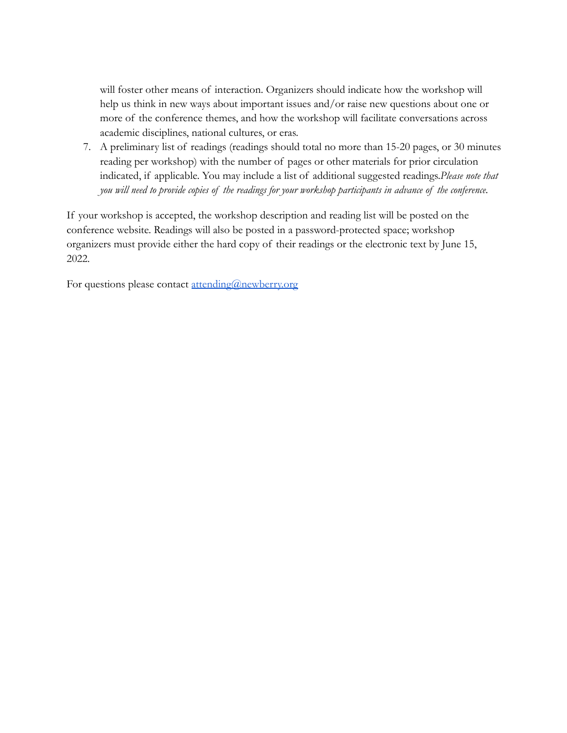will foster other means of interaction. Organizers should indicate how the workshop will help us think in new ways about important issues and/or raise new questions about one or more of the conference themes, and how the workshop will facilitate conversations across academic disciplines, national cultures, or eras.

7. A preliminary list of readings (readings should total no more than 15-20 pages, or 30 minutes reading per workshop) with the number of pages or other materials for prior circulation indicated, if applicable. You may include a list of additional suggested readings.*Please note that you will need to provide copies of the readings for your workshop participants in advance of the conference.*

If your workshop is accepted, the workshop description and reading list will be posted on the conference website. Readings will also be posted in a password-protected space; workshop organizers must provide either the hard copy of their readings or the electronic text by June 15, 2022.

For questions please contact [attending@newberry.org](mailto:attending@newberry.org)